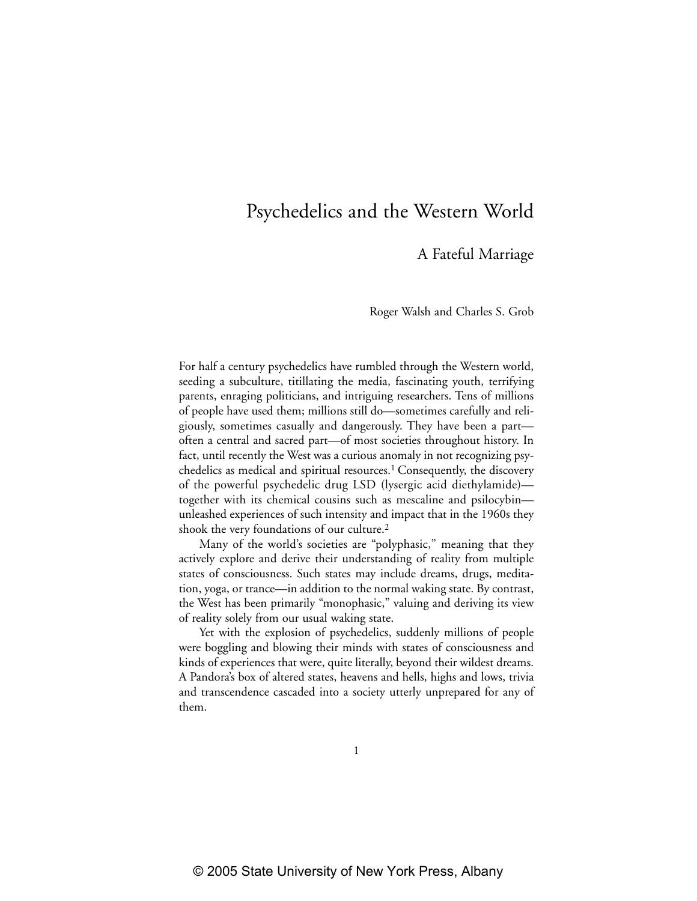# Psychedelics and the Western World

## A Fateful Marriage

Roger Walsh and Charles S. Grob

For half a century psychedelics have rumbled through the Western world, seeding a subculture, titillating the media, fascinating youth, terrifying parents, enraging politicians, and intriguing researchers. Tens of millions of people have used them; millions still do—sometimes carefully and religiously, sometimes casually and dangerously. They have been a part—often a central and sacred part—of most societies throughout history. In fact, until recently the West was a curious anomaly in not recognizing psychedelics as medical and spiritual resources.[1] Consequently, the discovery of the powerful psychedelic drug LSD (lysergic acid diethylamide)—together with its chemical cousins such as mescaline and psilocybin—unleashed experiences of such intensity and impact that in the 1960s they shook the very foundations of our culture.[2]

Many of the world's societies are "polyphasic," meaning that they actively explore and derive their understanding of reality from multiple states of consciousness. Such states may include dreams, drugs, meditation, yoga, or trance—in addition to the normal waking state. By contrast, the West has been primarily "monophasic," valuing and deriving its view of reality solely from our usual waking state.

Yet with the explosion of psychedelics, suddenly millions of people were boggling and blowing their minds with states of consciousness and kinds of experiences that were, quite literally, beyond their wildest dreams. A Pandora's box of altered states, heavens and hells, highs and lows, trivia and transcendence cascaded into a society utterly unprepared for any of them.

© 2005 State University of New York Press, Albany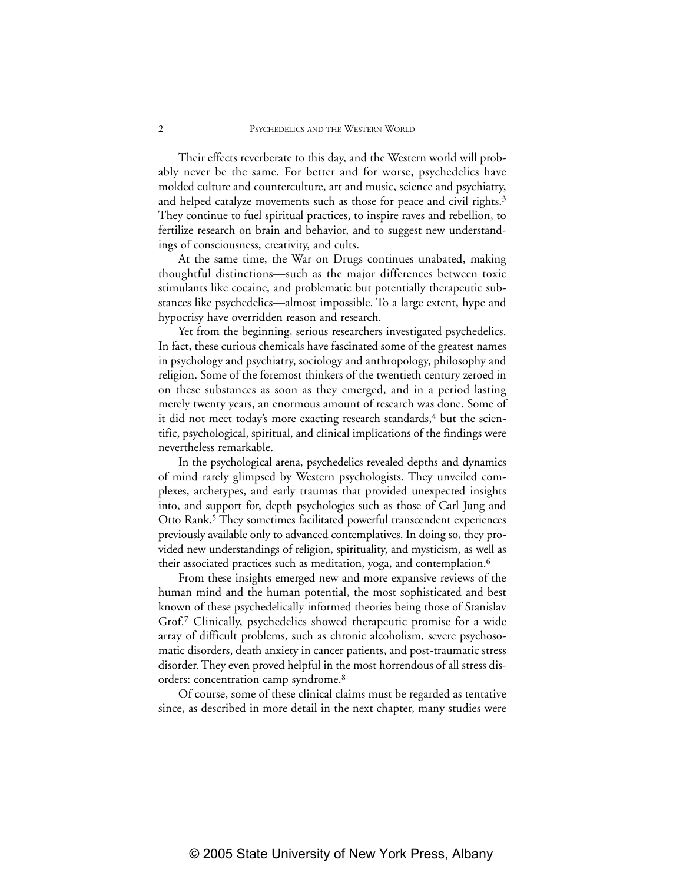Their effects reverberate to this day, and the Western world will probably never be the same. For better and for worse, psychedelics have molded culture and counterculture, art and music, science and psychiatry, and helped catalyze movements such as those for peace and civil rights.[3] They continue to fuel spiritual practices, to inspire raves and rebellion, to fertilize research on brain and behavior, and to suggest new understandings of consciousness, creativity, and cults.

At the same time, the War on Drugs continues unabated, making thoughtful distinctions—such as the major differences between toxic stimulants like cocaine, and problematic but potentially therapeutic substances like psychedelics—almost impossible. To a large extent, hype and hypocrisy have overridden reason and research.

Yet from the beginning, serious researchers investigated psychedelics. In fact, these curious chemicals have fascinated some of the greatest names in psychology and psychiatry, sociology and anthropology, philosophy and religion. Some of the foremost thinkers of the twentieth century zeroed in on these substances as soon as they emerged, and in a period lasting merely twenty years, an enormous amount of research was done. Some of it did not meet today's more exacting research standards,[4] but the scientific, psychological, spiritual, and clinical implications of the findings were nevertheless remarkable.

In the psychological arena, psychedelics revealed depths and dynamics of mind rarely glimpsed by Western psychologists. They unveiled complexes, archetypes, and early traumas that provided unexpected insights into, and support for, depth psychologies such as those of Carl Jung and Otto Rank.[5] They sometimes facilitated powerful transcendent experiences previously available only to advanced contemplatives. In doing so, they provided new understandings of religion, spirituality, and mysticism, as well as their associated practices such as meditation, yoga, and contemplation.[6]

From these insights emerged new and more expansive reviews of the human mind and the human potential, the most sophisticated and best known of these psychedelically informed theories being those of Stanislav Grof.[7] Clinically, psychedelics showed therapeutic promise for a wide array of difficult problems, such as chronic alcoholism, severe psychosomatic disorders, death anxiety in cancer patients, and post-traumatic stress disorder. They even proved helpful in the most horrendous of all stress disorders: concentration camp syndrome.[8]

Of course, some of these clinical claims must be regarded as tentative since, as described in more detail in the next chapter, many studies were

© 2005 State University of New York Press, Albany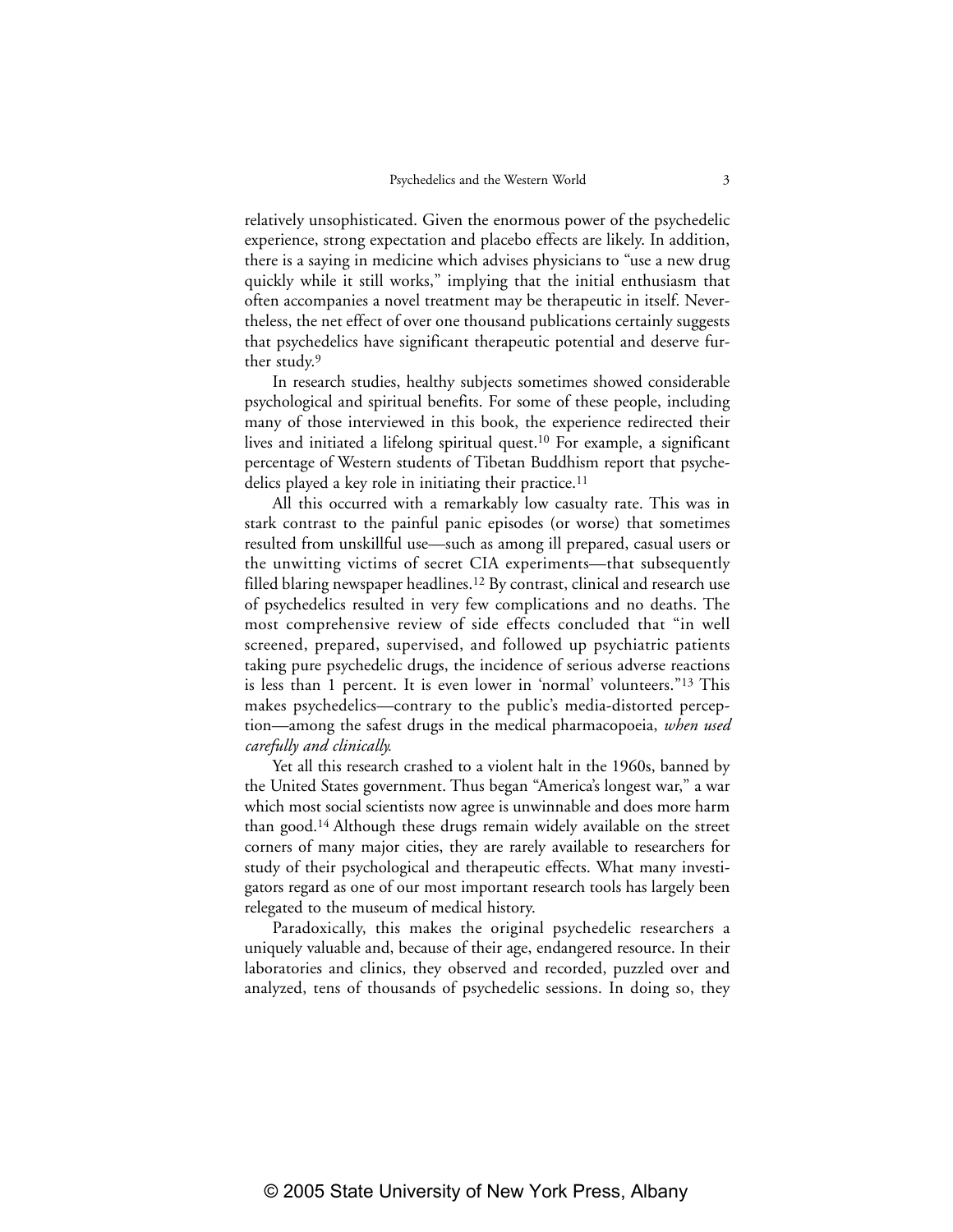relatively unsophisticated. Given the enormous power of the psychedelic experience, strong expectation and placebo effects are likely. In addition, there is a saying in medicine which advises physicians to "use a new drug quickly while it still works," implying that the initial enthusiasm that often accompanies a novel treatment may be therapeutic in itself. Nevertheless, the net effect of over one thousand publications certainly suggests that psychedelics have significant therapeutic potential and deserve further study.[9]

In research studies, healthy subjects sometimes showed considerable psychological and spiritual benefits. For some of these people, including many of those interviewed in this book, the experience redirected their lives and initiated a lifelong spiritual quest.[10] For example, a significant percentage of Western students of Tibetan Buddhism report that psychedelics played a key role in initiating their practice.[11]

All this occurred with a remarkably low casualty rate. This was in stark contrast to the painful panic episodes (or worse) that sometimes resulted from unskillful use—such as among ill prepared, casual users or the unwitting victims of secret CIA experiments—that subsequently filled blaring newspaper headlines.[12] By contrast, clinical and research use of psychedelics resulted in very few complications and no deaths. The most comprehensive review of side effects concluded that "in well screened, prepared, supervised, and followed up psychiatric patients taking pure psychedelic drugs, the incidence of serious adverse reactions is less than 1 percent. It is even lower in 'normal' volunteers."[13] This makes psychedelics—contrary to the public's media-distorted perception—among the safest drugs in the medical pharmacopoeia, *when used carefully and clinically.*

Yet all this research crashed to a violent halt in the 1960s, banned by the United States government. Thus began "America's longest war," a war which most social scientists now agree is unwinnable and does more harm than good.[14] Although these drugs remain widely available on the street corners of many major cities, they are rarely available to researchers for study of their psychological and therapeutic effects. What many investigators regard as one of our most important research tools has largely been relegated to the museum of medical history.

Paradoxically, this makes the original psychedelic researchers a uniquely valuable and, because of their age, endangered resource. In their laboratories and clinics, they observed and recorded, puzzled over and analyzed, tens of thousands of psychedelic sessions. In doing so, they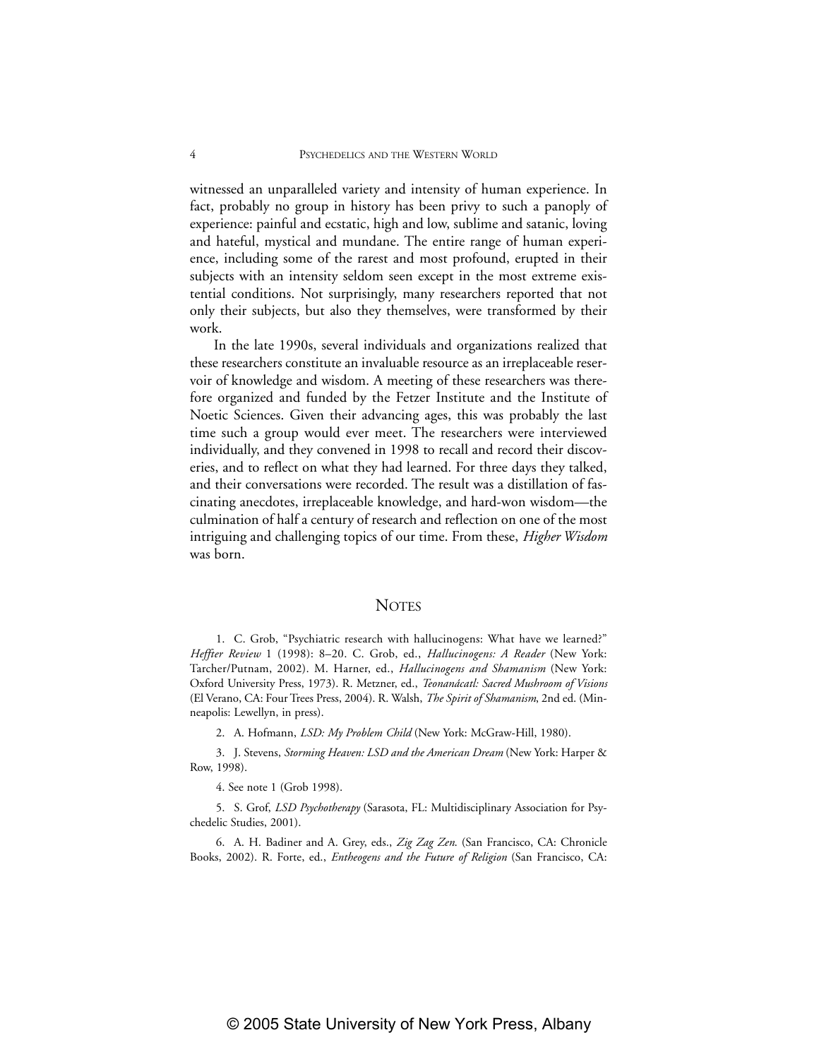witnessed an unparalleled variety and intensity of human experience. In fact, probably no group in history has been privy to such a panoply of experience: painful and ecstatic, high and low, sublime and satanic, loving and hateful, mystical and mundane. The entire range of human experience, including some of the rarest and most profound, erupted in their subjects with an intensity seldom seen except in the most extreme existential conditions. Not surprisingly, many researchers reported that not only their subjects, but also they themselves, were transformed by their work.

In the late 1990s, several individuals and organizations realized that these researchers constitute an invaluable resource as an irreplaceable reservoir of knowledge and wisdom. A meeting of these researchers was therefore organized and funded by the Fetzer Institute and the Institute of Noetic Sciences. Given their advancing ages, this was probably the last time such a group would ever meet. The researchers were interviewed individually, and they convened in 1998 to recall and record their discoveries, and to reflect on what they had learned. For three days they talked, and their conversations were recorded. The result was a distillation of fascinating anecdotes, irreplaceable knowledge, and hard-won wisdom—the culmination of half a century of research and reflection on one of the most intriguing and challenging topics of our time. From these, *Higher Wisdom* was born.

## NOTES

1. C. Grob, "Psychiatric research with hallucinogens: What have we learned?" *Heffter Review* 1 (1998): 8–20. C. Grob, ed., *Hallucinogens: A Reader* (New York: Tarcher/Putnam, 2002). M. Harner, ed., *Hallucinogens and Shamanism* (New York: Oxford University Press, 1973). R. Metzner, ed., *Teonanácatl: Sacred Mushroom of Visions* (El Verano, CA: Four Trees Press, 2004). R. Walsh, *The Spirit of Shamanism*, 2nd ed. (Minneapolis: Lewellyn, in press).

2. A. Hofmann, *LSD: My Problem Child* (New York: McGraw-Hill, 1980).

3. J. Stevens, *Storming Heaven: LSD and the American Dream* (New York: Harper & Row, 1998).

4. See note 1 (Grob 1998).

5. S. Grof, *LSD Psychotherapy* (Sarasota, FL: Multidisciplinary Association for Psychedelic Studies, 2001).

6. A. H. Badiner and A. Grey, eds., *Zig Zag Zen.* (San Francisco, CA: Chronicle Books, 2002). R. Forte, ed., *Entheogens and the Future of Religion* (San Francisco, CA:

© 2005 State University of New York Press, Albany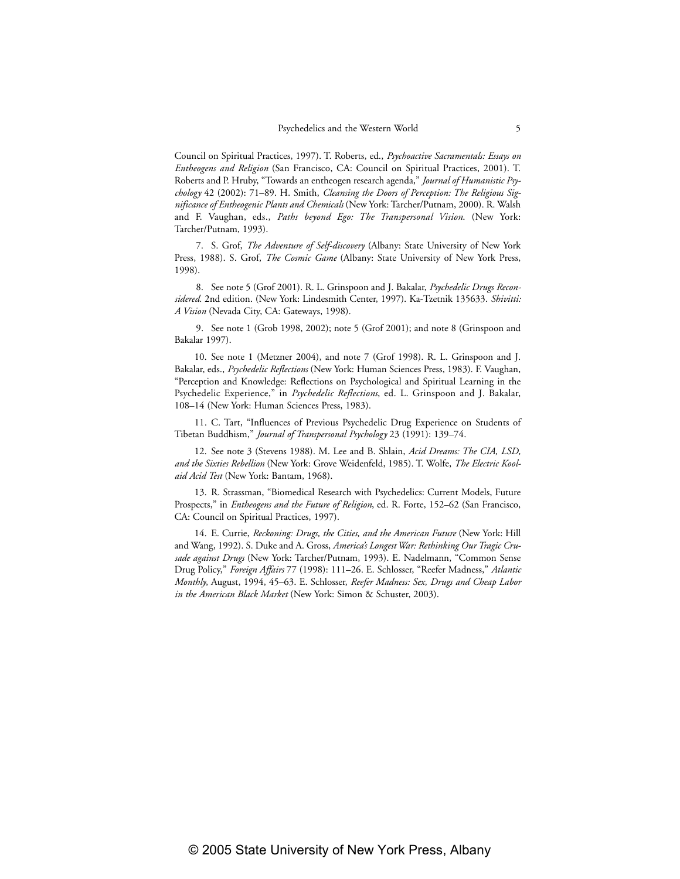Council on Spiritual Practices, 1997). T. Roberts, ed., *Psychoactive Sacramentals: Essays on Entheogens and Religion* (San Francisco, CA: Council on Spiritual Practices, 2001). T. Roberts and P. Hruby, "Towards an entheogen research agenda," *Journal of Humanistic Psychology* 42 (2002): 71–89. H. Smith, *Cleansing the Doors of Perception: The Religious Significance of Entheogenic Plants and Chemicals* (New York: Tarcher/Putnam, 2000). R. Walsh and F. Vaughan, eds., *Paths beyond Ego: The Transpersonal Vision.* (New York: Tarcher/Putnam, 1993).

7. S. Grof, *The Adventure of Self-discovery* (Albany: State University of New York Press, 1988). S. Grof, *The Cosmic Game* (Albany: State University of New York Press, 1998).

8. See note 5 (Grof 2001). R. L. Grinspoon and J. Bakalar, *Psychedelic Drugs Reconsidered.* 2nd edition. (New York: Lindesmith Center, 1997). Ka-Tzetnik 135633. *Shivitti: A Vision* (Nevada City, CA: Gateways, 1998).

9. See note 1 (Grob 1998, 2002); note 5 (Grof 2001); and note 8 (Grinspoon and Bakalar 1997).

10. See note 1 (Metzner 2004), and note 7 (Grof 1998). R. L. Grinspoon and J. Bakalar, eds., *Psychedelic Reflections* (New York: Human Sciences Press, 1983). F. Vaughan, "Perception and Knowledge: Reflections on Psychological and Spiritual Learning in the Psychedelic Experience," in *Psychedelic Reflections*, ed. L. Grinspoon and J. Bakalar, 108–14 (New York: Human Sciences Press, 1983).

11. C. Tart, "Influences of Previous Psychedelic Drug Experience on Students of Tibetan Buddhism," *Journal of Transpersonal Psychology* 23 (1991): 139–74.

12. See note 3 (Stevens 1988). M. Lee and B. Shlain, *Acid Dreams: The CIA, LSD, and the Sixties Rebellion* (New York: Grove Weidenfeld, 1985). T. Wolfe, *The Electric Kool-aid Acid Test* (New York: Bantam, 1968).

13. R. Strassman, "Biomedical Research with Psychedelics: Current Models, Future Prospects," in *Entheogens and the Future of Religion*, ed. R. Forte, 152–62 (San Francisco, CA: Council on Spiritual Practices, 1997).

14. E. Currie, *Reckoning: Drugs, the Cities, and the American Future* (New York: Hill and Wang, 1992). S. Duke and A. Gross, *America's Longest War: Rethinking Our Tragic Crusade against Drugs* (New York: Tarcher/Putnam, 1993). E. Nadelmann, "Common Sense Drug Policy," *Foreign Affairs* 77 (1998): 111–26. E. Schlosser, "Reefer Madness," *Atlantic Monthly*, August, 1994, 45–63. E. Schlosser, *Reefer Madness: Sex, Drugs and Cheap Labor in the American Black Market* (New York: Simon & Schuster, 2003).

© 2005 State University of New York Press, Albany